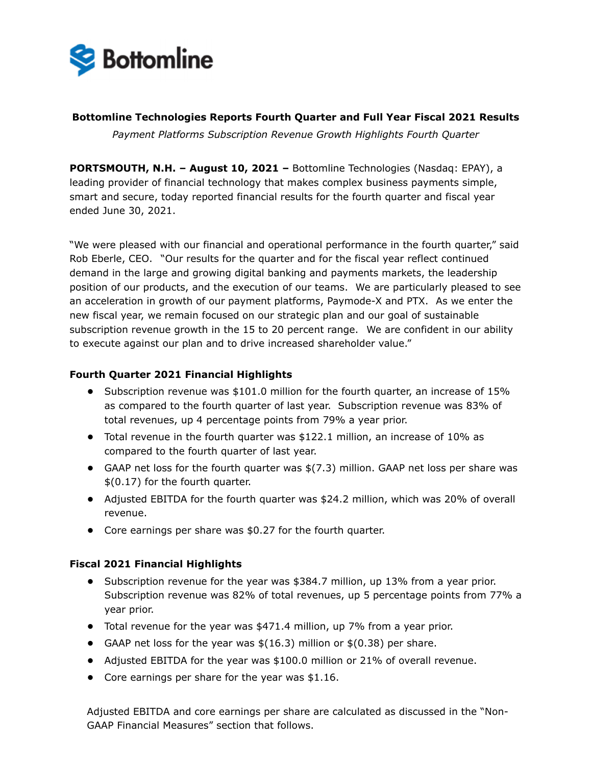Bottomline

**Bottomline Technologies Reports Fourth Quarter and Full Year Fiscal 2021 Results**

*Payment Platforms Subscription Revenue Growth Highlights Fourth Quarter*

**PORTSMOUTH, N.H. – August 10, 2021 –** Bottomline Technologies (Nasdaq: EPAY), a leading provider of financial technology that makes complex business payments simple, smart and secure, today reported financial results for the fourth quarter and fiscal year ended June 30, 2021.

"We were pleased with our financial and operational performance in the fourth quarter," said Rob Eberle, CEO. "Our results for the quarter and for the fiscal year reflect continued demand in the large and growing digital banking and payments markets, the leadership position of our products, and the execution of our teams. We are particularly pleased to see an acceleration in growth of our payment platforms, Paymode-X and PTX. As we enter the new fiscal year, we remain focused on our strategic plan and our goal of sustainable subscription revenue growth in the 15 to 20 percent range. We are confident in our ability to execute against our plan and to drive increased shareholder value."

**Fourth Quarter 2021 Financial Highlights**

- Subscription revenue was $101.0 million for the fourth quarter, an increase of 15% as compared to the fourth quarter of last year. Subscription revenue was 83% of total revenues, up 4 percentage points from 79% a year prior.
- Total revenue in the fourth quarter was $122.1 million, an increase of 10% as compared to the fourth quarter of last year.
- GAAP net loss for the fourth quarter was $(7.3) million. GAAP net loss per share was $(0.17) for the fourth quarter.
- Adjusted EBITDA for the fourth quarter was $24.2 million, which was 20% of overall revenue.
- Core earnings per share was $0.27 for the fourth quarter.

**Fiscal 2021 Financial Highlights**

- Subscription revenue for the year was $384.7 million, up 13% from a year prior. Subscription revenue was 82% of total revenues, up 5 percentage points from 77% a year prior.
- Total revenue for the year was $471.4 million, up 7% from a year prior.
- GAAP net loss for the year was $(16.3) million or $(0.38) per share.
- Adjusted EBITDA for the year was $100.0 million or 21% of overall revenue.
- Core earnings per share for the year was $1.16.

Adjusted EBITDA and core earnings per share are calculated as discussed in the "Non-GAAP Financial Measures" section that follows.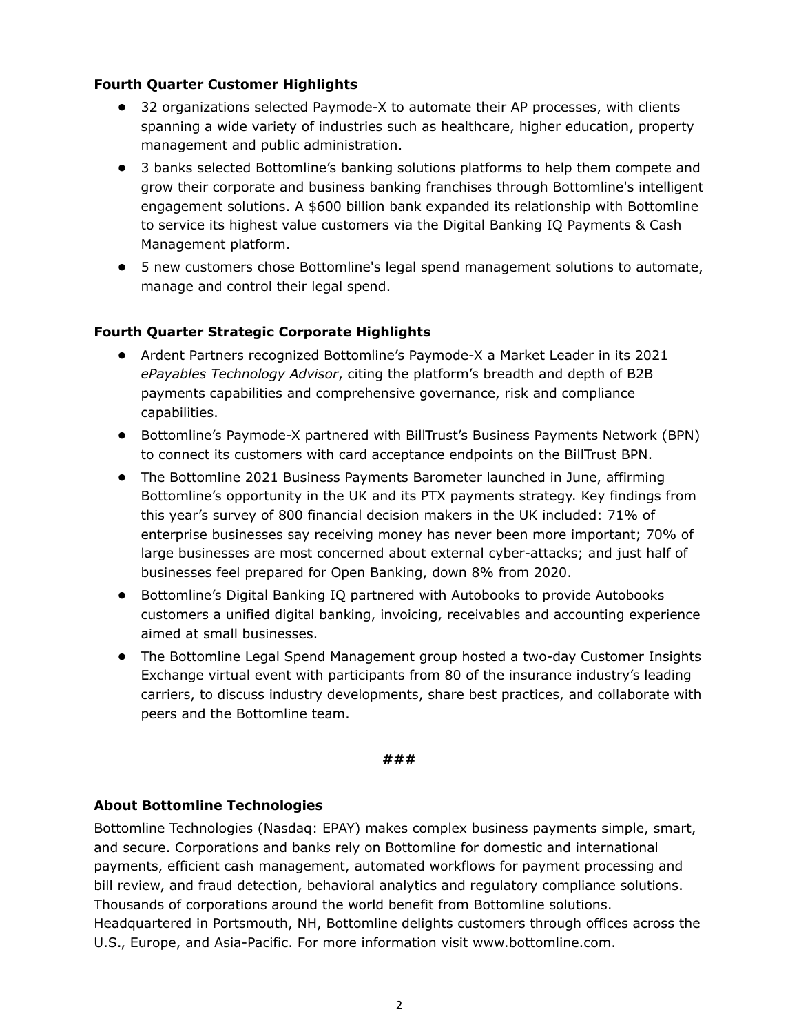**Fourth Quarter Customer Highlights**

- 32 organizations selected Paymode-X to automate their AP processes, with clients spanning a wide variety of industries such as healthcare, higher education, property management and public administration.
- 3 banks selected Bottomline's banking solutions platforms to help them compete and grow their corporate and business banking franchises through Bottomline's intelligent engagement solutions. A $600 billion bank expanded its relationship with Bottomline to service its highest value customers via the Digital Banking IQ Payments & Cash Management platform.
- 5 new customers chose Bottomline's legal spend management solutions to automate, manage and control their legal spend.

**Fourth Quarter Strategic Corporate Highlights**

- Ardent Partners recognized Bottomline's Paymode-X a Market Leader in its 2021 *ePayables Technology Advisor*, citing the platform's breadth and depth of B2B payments capabilities and comprehensive governance, risk and compliance capabilities.
- Bottomline's Paymode-X partnered with BillTrust's Business Payments Network (BPN) to connect its customers with card acceptance endpoints on the BillTrust BPN.
- The Bottomline 2021 Business Payments Barometer launched in June, affirming Bottomline's opportunity in the UK and its PTX payments strategy. Key findings from this year's survey of 800 financial decision makers in the UK included: 71% of enterprise businesses say receiving money has never been more important; 70% of large businesses are most concerned about external cyber-attacks; and just half of businesses feel prepared for Open Banking, down 8% from 2020.
- Bottomline's Digital Banking IQ partnered with Autobooks to provide Autobooks customers a unified digital banking, invoicing, receivables and accounting experience aimed at small businesses.
- The Bottomline Legal Spend Management group hosted a two-day Customer Insights Exchange virtual event with participants from 80 of the insurance industry's leading carriers, to discuss industry developments, share best practices, and collaborate with peers and the Bottomline team.

###

**About Bottomline Technologies**

Bottomline Technologies (Nasdaq: EPAY) makes complex business payments simple, smart, and secure. Corporations and banks rely on Bottomline for domestic and international payments, efficient cash management, automated workflows for payment processing and bill review, and fraud detection, behavioral analytics and regulatory compliance solutions. Thousands of corporations around the world benefit from Bottomline solutions. Headquartered in Portsmouth, NH, Bottomline delights customers through offices across the U.S., Europe, and Asia-Pacific. For more information visit www.bottomline.com.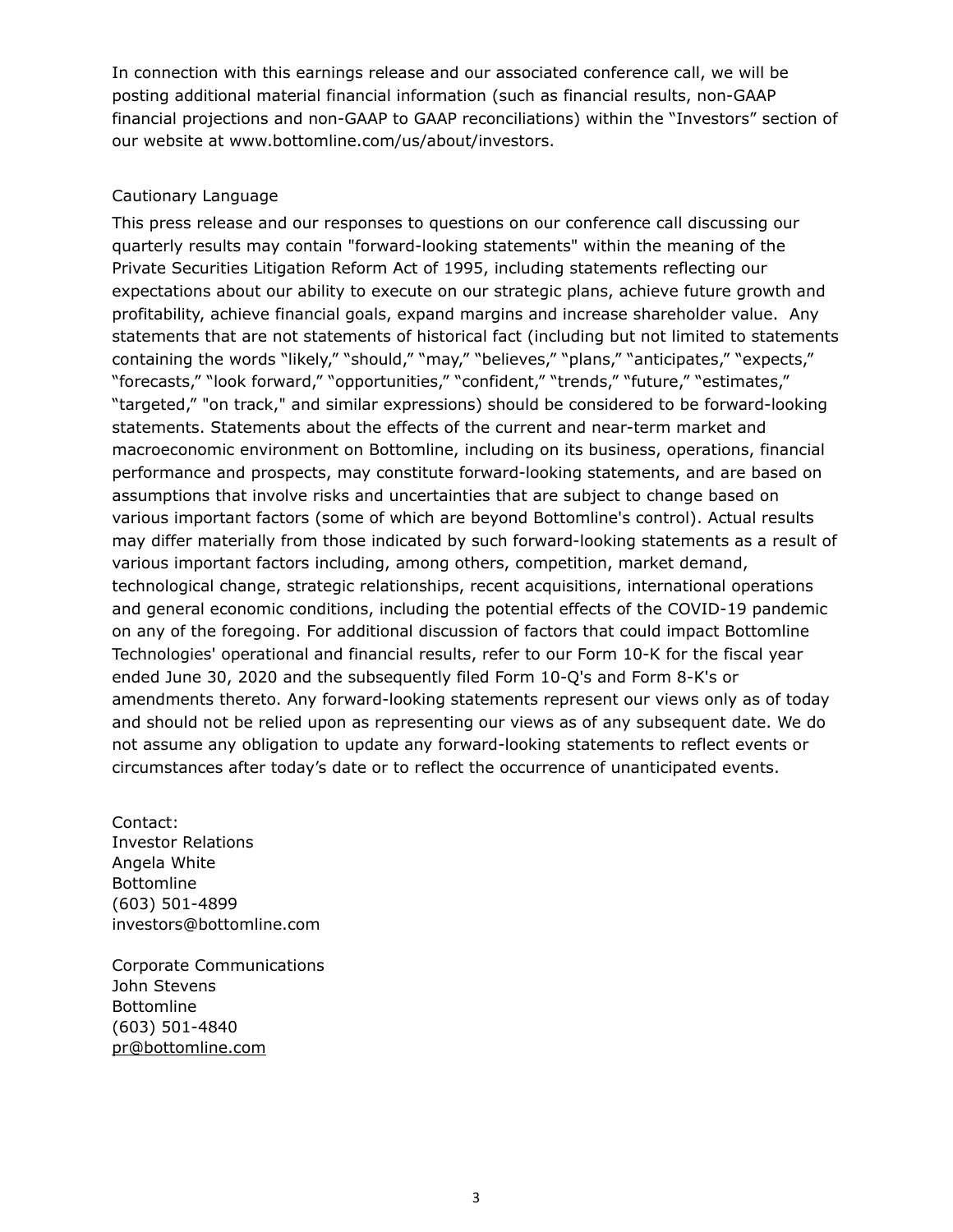In connection with this earnings release and our associated conference call, we will be posting additional material financial information (such as financial results, non-GAAP financial projections and non-GAAP to GAAP reconciliations) within the "Investors" section of our website at www.bottomline.com/us/about/investors.

Cautionary Language

This press release and our responses to questions on our conference call discussing our quarterly results may contain "forward-looking statements" within the meaning of the Private Securities Litigation Reform Act of 1995, including statements reflecting our expectations about our ability to execute on our strategic plans, achieve future growth and profitability, achieve financial goals, expand margins and increase shareholder value. Any statements that are not statements of historical fact (including but not limited to statements containing the words "likely," "should," "may," "believes," "plans," "anticipates," "expects," "forecasts," "look forward," "opportunities," "confident," "trends," "future," "estimates," "targeted," "on track," and similar expressions) should be considered to be forward-looking statements. Statements about the effects of the current and near-term market and macroeconomic environment on Bottomline, including on its business, operations, financial performance and prospects, may constitute forward-looking statements, and are based on assumptions that involve risks and uncertainties that are subject to change based on various important factors (some of which are beyond Bottomline's control). Actual results may differ materially from those indicated by such forward-looking statements as a result of various important factors including, among others, competition, market demand, technological change, strategic relationships, recent acquisitions, international operations and general economic conditions, including the potential effects of the COVID-19 pandemic on any of the foregoing. For additional discussion of factors that could impact Bottomline Technologies' operational and financial results, refer to our Form 10-K for the fiscal year ended June 30, 2020 and the subsequently filed Form 10-Q's and Form 8-K's or amendments thereto. Any forward-looking statements represent our views only as of today and should not be relied upon as representing our views as of any subsequent date. We do not assume any obligation to update any forward-looking statements to reflect events or circumstances after today's date or to reflect the occurrence of unanticipated events.

Contact:
Investor Relations
Angela White
Bottomline
(603) 501-4899
investors@bottomline.com

Corporate Communications
John Stevens
Bottomline
(603) 501-4840
pr@bottomline.com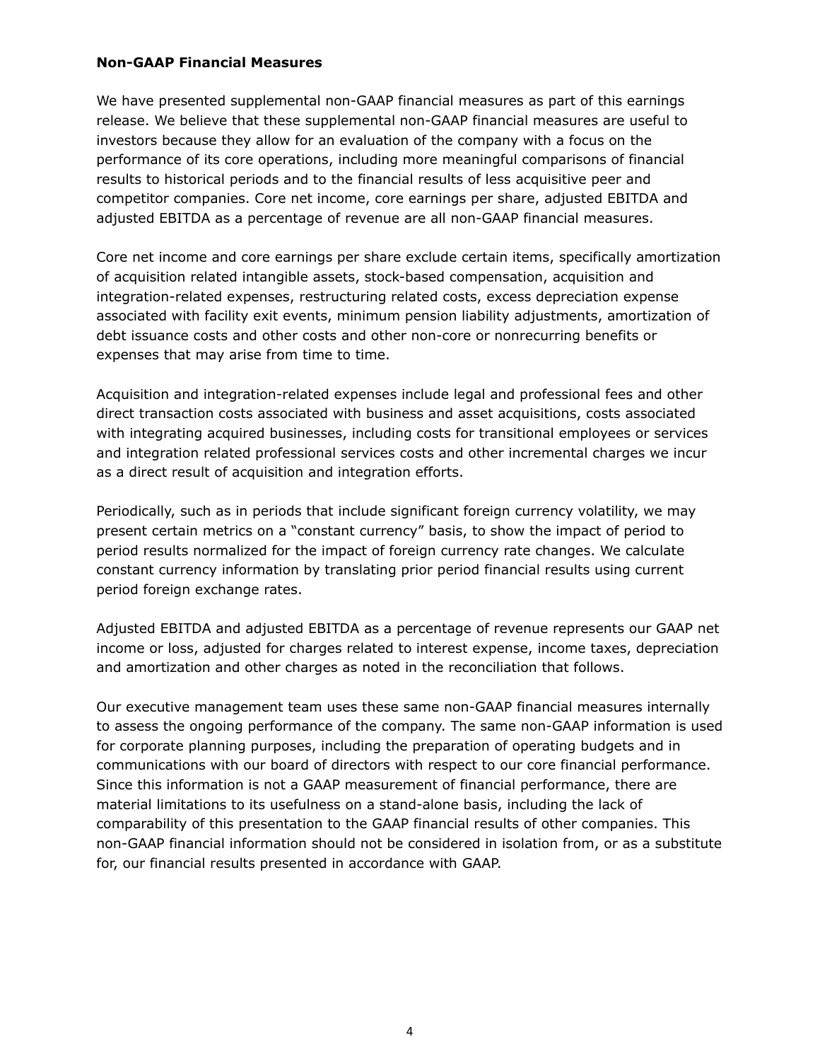**Non-GAAP Financial Measures**

We have presented supplemental non-GAAP financial measures as part of this earnings release. We believe that these supplemental non-GAAP financial measures are useful to investors because they allow for an evaluation of the company with a focus on the performance of its core operations, including more meaningful comparisons of financial results to historical periods and to the financial results of less acquisitive peer and competitor companies. Core net income, core earnings per share, adjusted EBITDA and adjusted EBITDA as a percentage of revenue are all non-GAAP financial measures.

Core net income and core earnings per share exclude certain items, specifically amortization of acquisition related intangible assets, stock-based compensation, acquisition and integration-related expenses, restructuring related costs, excess depreciation expense associated with facility exit events, minimum pension liability adjustments, amortization of debt issuance costs and other costs and other non-core or nonrecurring benefits or expenses that may arise from time to time.

Acquisition and integration-related expenses include legal and professional fees and other direct transaction costs associated with business and asset acquisitions, costs associated with integrating acquired businesses, including costs for transitional employees or services and integration related professional services costs and other incremental charges we incur as a direct result of acquisition and integration efforts.

Periodically, such as in periods that include significant foreign currency volatility, we may present certain metrics on a "constant currency" basis, to show the impact of period to period results normalized for the impact of foreign currency rate changes. We calculate constant currency information by translating prior period financial results using current period foreign exchange rates.

Adjusted EBITDA and adjusted EBITDA as a percentage of revenue represents our GAAP net income or loss, adjusted for charges related to interest expense, income taxes, depreciation and amortization and other charges as noted in the reconciliation that follows.

Our executive management team uses these same non-GAAP financial measures internally to assess the ongoing performance of the company. The same non-GAAP information is used for corporate planning purposes, including the preparation of operating budgets and in communications with our board of directors with respect to our core financial performance. Since this information is not a GAAP measurement of financial performance, there are material limitations to its usefulness on a stand-alone basis, including the lack of comparability of this presentation to the GAAP financial results of other companies. This non-GAAP financial information should not be considered in isolation from, or as a substitute for, our financial results presented in accordance with GAAP.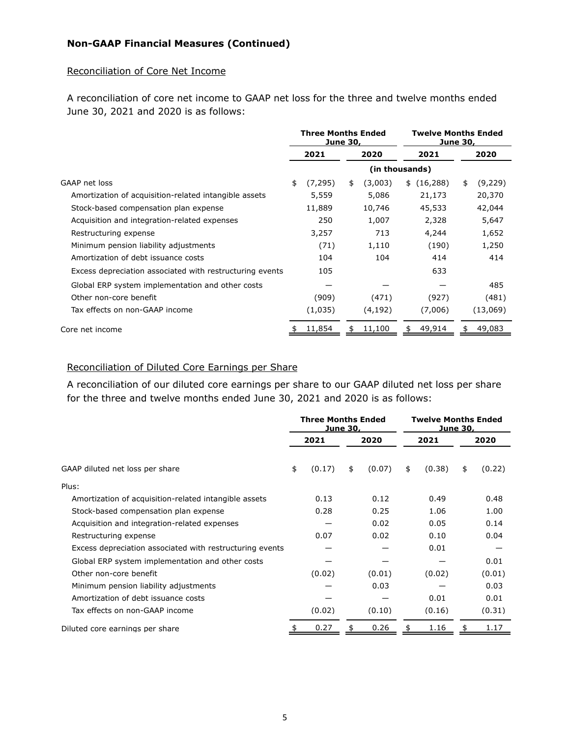## Non-GAAP Financial Measures (Continued)

### Reconciliation of Core Net Income

A reconciliation of core net income to GAAP net loss for the three and twelve months ended June 30, 2021 and 2020 is as follows:

| | Three Months Ended June 30, | | Twelve Months Ended June 30, | |
|---|---|---|---|---|
| | 2021 | 2020 | 2021 | 2020 |
| | (in thousands) | | | |
| GAAP net loss | $ (7,295) | $ (3,003) | $ (16,288) | $ (9,229) |
| Amortization of acquisition-related intangible assets | 5,559 | 5,086 | 21,173 | 20,370 |
| Stock-based compensation plan expense | 11,889 | 10,746 | 45,533 | 42,044 |
| Acquisition and integration-related expenses | 250 | 1,007 | 2,328 | 5,647 |
| Restructuring expense | 3,257 | 713 | 4,244 | 1,652 |
| Minimum pension liability adjustments | (71) | 1,110 | (190) | 1,250 |
| Amortization of debt issuance costs | 104 | 104 | 414 | 414 |
| Excess depreciation associated with restructuring events | 105 | | 633 | |
| Global ERP system implementation and other costs | — | — | — | 485 |
| Other non-core benefit | (909) | (471) | (927) | (481) |
| Tax effects on non-GAAP income | (1,035) | (4,192) | (7,006) | (13,069) |
| Core net income | $ 11,854 | $ 11,100 | $ 49,914 | $ 49,083 |

### Reconciliation of Diluted Core Earnings per Share

A reconciliation of our diluted core earnings per share to our GAAP diluted net loss per share for the three and twelve months ended June 30, 2021 and 2020 is as follows:

| | Three Months Ended June 30, | | Twelve Months Ended June 30, | |
|---|---|---|---|---|
| | 2021 | 2020 | 2021 | 2020 |
| GAAP diluted net loss per share | $ (0.17) | $ (0.07) | $ (0.38) | $ (0.22) |
| Plus: | | | | |
| Amortization of acquisition-related intangible assets | 0.13 | 0.12 | 0.49 | 0.48 |
| Stock-based compensation plan expense | 0.28 | 0.25 | 1.06 | 1.00 |
| Acquisition and integration-related expenses | — | 0.02 | 0.05 | 0.14 |
| Restructuring expense | 0.07 | 0.02 | 0.10 | 0.04 |
| Excess depreciation associated with restructuring events | — | — | 0.01 | — |
| Global ERP system implementation and other costs | — | — | — | 0.01 |
| Other non-core benefit | (0.02) | (0.01) | (0.02) | (0.01) |
| Minimum pension liability adjustments | — | 0.03 | — | 0.03 |
| Amortization of debt issuance costs | — | — | 0.01 | 0.01 |
| Tax effects on non-GAAP income | (0.02) | (0.10) | (0.16) | (0.31) |
| Diluted core earnings per share | $ 0.27 | $ 0.26 | $ 1.16 | $ 1.17 |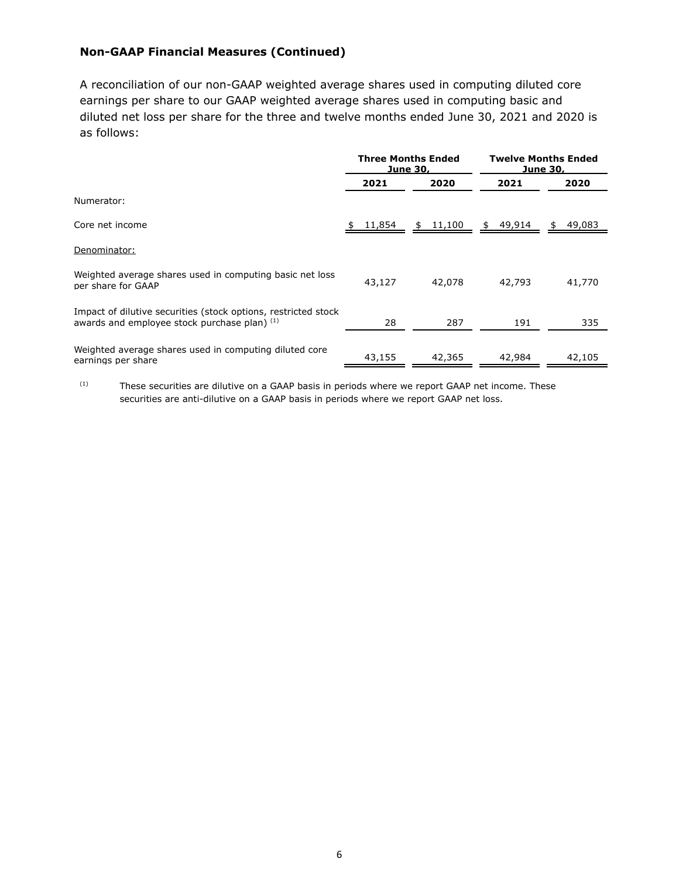**Non-GAAP Financial Measures (Continued)**

A reconciliation of our non-GAAP weighted average shares used in computing diluted core earnings per share to our GAAP weighted average shares used in computing basic and diluted net loss per share for the three and twelve months ended June 30, 2021 and 2020 is as follows:

| | Three Months Ended June 30, | | Twelve Months Ended June 30, | |
|---|---|---|---|---|
| | 2021 | 2020 | 2021 | 2020 |
| Numerator: | | | | |
| Core net income | $ 11,854 | $ 11,100 | $ 49,914 | $ 49,083 |
| Denominator: | | | | |
| Weighted average shares used in computing basic net loss per share for GAAP | 43,127 | 42,078 | 42,793 | 41,770 |
| Impact of dilutive securities (stock options, restricted stock awards and employee stock purchase plan) [(1)] | 28 | 287 | 191 | 335 |
| Weighted average shares used in computing diluted core earnings per share | 43,155 | 42,365 | 42,984 | 42,105 |

(1) These securities are dilutive on a GAAP basis in periods where we report GAAP net income. These securities are anti-dilutive on a GAAP basis in periods where we report GAAP net loss.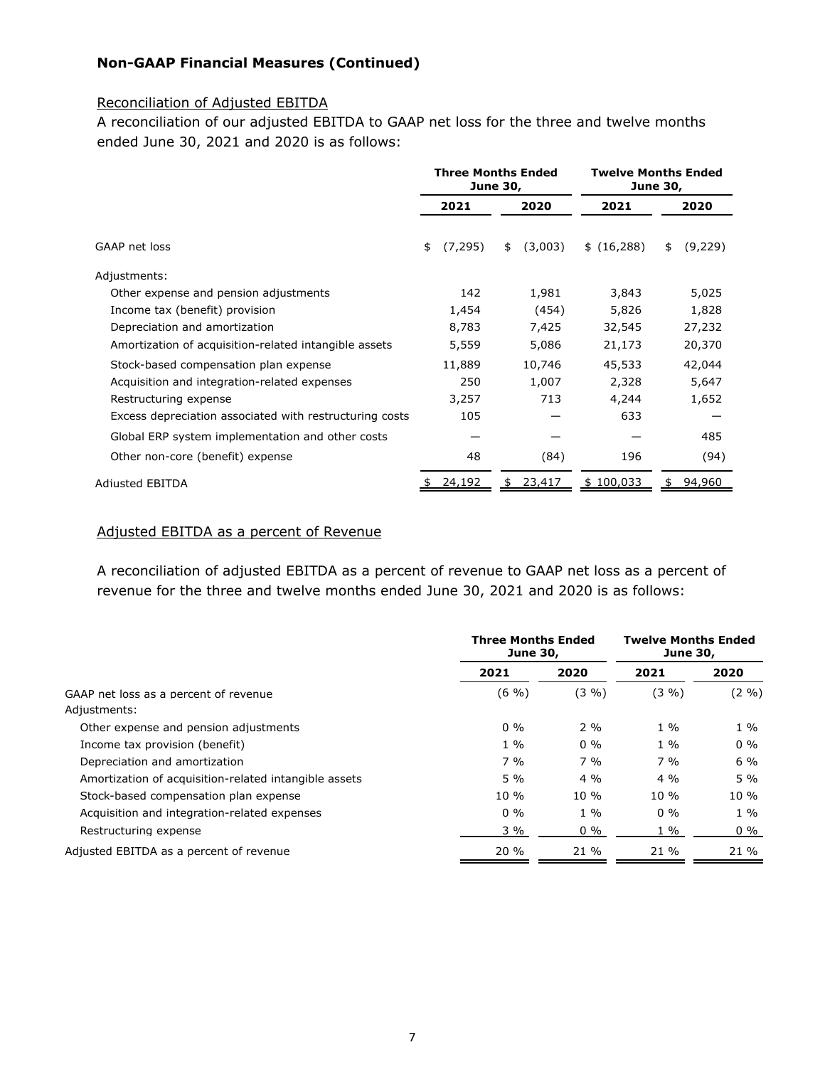### Non-GAAP Financial Measures (Continued)

Reconciliation of Adjusted EBITDA

A reconciliation of our adjusted EBITDA to GAAP net loss for the three and twelve months ended June 30, 2021 and 2020 is as follows:

| | Three Months Ended June 30, | | Twelve Months Ended June 30, | |
|---|---|---|---|---|
| | 2021 | 2020 | 2021 | 2020 |
| GAAP net loss | $ (7,295) | $ (3,003) | $ (16,288) | $ (9,229) |
| Adjustments: | | | | |
| Other expense and pension adjustments | 142 | 1,981 | 3,843 | 5,025 |
| Income tax (benefit) provision | 1,454 | (454) | 5,826 | 1,828 |
| Depreciation and amortization | 8,783 | 7,425 | 32,545 | 27,232 |
| Amortization of acquisition-related intangible assets | 5,559 | 5,086 | 21,173 | 20,370 |
| Stock-based compensation plan expense | 11,889 | 10,746 | 45,533 | 42,044 |
| Acquisition and integration-related expenses | 250 | 1,007 | 2,328 | 5,647 |
| Restructuring expense | 3,257 | 713 | 4,244 | 1,652 |
| Excess depreciation associated with restructuring costs | 105 | — | 633 | — |
| Global ERP system implementation and other costs | — | — | — | 485 |
| Other non-core (benefit) expense | 48 | (84) | 196 | (94) |
| Adjusted EBITDA | $ 24,192 | $ 23,417 | $ 100,033 | $ 94,960 |

Adjusted EBITDA as a percent of Revenue

A reconciliation of adjusted EBITDA as a percent of revenue to GAAP net loss as a percent of revenue for the three and twelve months ended June 30, 2021 and 2020 is as follows:

| | Three Months Ended June 30, | | Twelve Months Ended June 30, | |
|---|---|---|---|---|
| | 2021 | 2020 | 2021 | 2020 |
| GAAP net loss as a percent of revenue | (6 %) | (3 %) | (3 %) | (2 %) |
| Adjustments: | | | | |
| Other expense and pension adjustments | 0 % | 2 % | 1 % | 1 % |
| Income tax provision (benefit) | 1 % | 0 % | 1 % | 0 % |
| Depreciation and amortization | 7 % | 7 % | 7 % | 6 % |
| Amortization of acquisition-related intangible assets | 5 % | 4 % | 4 % | 5 % |
| Stock-based compensation plan expense | 10 % | 10 % | 10 % | 10 % |
| Acquisition and integration-related expenses | 0 % | 1 % | 0 % | 1 % |
| Restructuring expense | 3 % | 0 % | 1 % | 0 % |
| Adjusted EBITDA as a percent of revenue | 20 % | 21 % | 21 % | 21 % |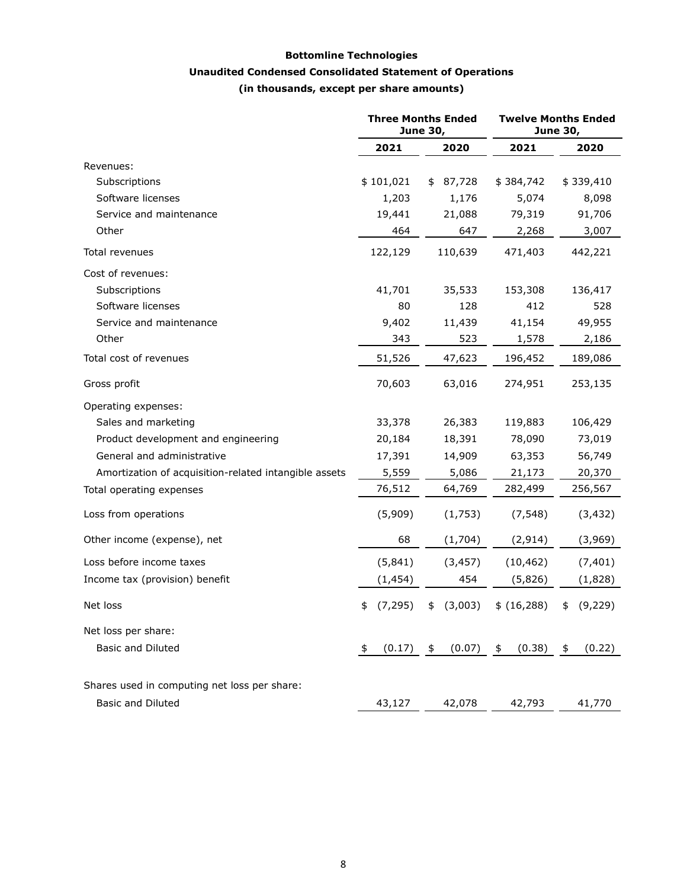**Bottomline Technologies**

**Unaudited Condensed Consolidated Statement of Operations**

**(in thousands, except per share amounts)**

| | Three Months Ended June 30, | | Twelve Months Ended June 30, | |
|---|---|---|---|---|
| | 2021 | 2020 | 2021 | 2020 |
| Revenues: | | | | |
| Subscriptions | $ 101,021 | $ 87,728 | $ 384,742 | $ 339,410 |
| Software licenses | 1,203 | 1,176 | 5,074 | 8,098 |
| Service and maintenance | 19,441 | 21,088 | 79,319 | 91,706 |
| Other | 464 | 647 | 2,268 | 3,007 |
| Total revenues | 122,129 | 110,639 | 471,403 | 442,221 |
| Cost of revenues: | | | | |
| Subscriptions | 41,701 | 35,533 | 153,308 | 136,417 |
| Software licenses | 80 | 128 | 412 | 528 |
| Service and maintenance | 9,402 | 11,439 | 41,154 | 49,955 |
| Other | 343 | 523 | 1,578 | 2,186 |
| Total cost of revenues | 51,526 | 47,623 | 196,452 | 189,086 |
| Gross profit | 70,603 | 63,016 | 274,951 | 253,135 |
| Operating expenses: | | | | |
| Sales and marketing | 33,378 | 26,383 | 119,883 | 106,429 |
| Product development and engineering | 20,184 | 18,391 | 78,090 | 73,019 |
| General and administrative | 17,391 | 14,909 | 63,353 | 56,749 |
| Amortization of acquisition-related intangible assets | 5,559 | 5,086 | 21,173 | 20,370 |
| Total operating expenses | 76,512 | 64,769 | 282,499 | 256,567 |
| Loss from operations | (5,909) | (1,753) | (7,548) | (3,432) |
| Other income (expense), net | 68 | (1,704) | (2,914) | (3,969) |
| Loss before income taxes | (5,841) | (3,457) | (10,462) | (7,401) |
| Income tax (provision) benefit | (1,454) | 454 | (5,826) | (1,828) |
| Net loss | $ (7,295) | $ (3,003) | $ (16,288) | $ (9,229) |
| Net loss per share: | | | | |
| Basic and Diluted | $ (0.17) | $ (0.07) | $ (0.38) | $ (0.22) |
| Shares used in computing net loss per share: | | | | |
| Basic and Diluted | 43,127 | 42,078 | 42,793 | 41,770 |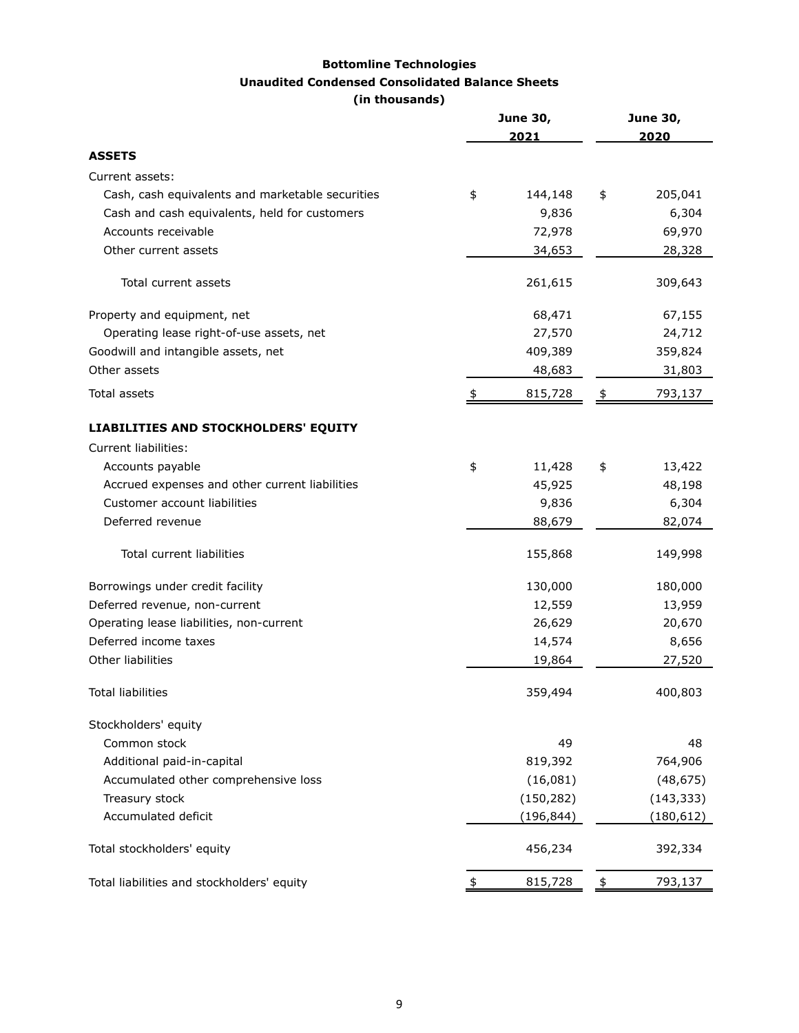**Bottomline Technologies**

**Unaudited Condensed Consolidated Balance Sheets**

**(in thousands)**

| | June 30, 2021 | June 30, 2020 |
|---|---|---|
| **ASSETS** | | |
| Current assets: | | |
| Cash, cash equivalents and marketable securities | $ 144,148 | $ 205,041 |
| Cash and cash equivalents, held for customers | 9,836 | 6,304 |
| Accounts receivable | 72,978 | 69,970 |
| Other current assets | 34,653 | 28,328 |
| Total current assets | 261,615 | 309,643 |
| Property and equipment, net | 68,471 | 67,155 |
| Operating lease right-of-use assets, net | 27,570 | 24,712 |
| Goodwill and intangible assets, net | 409,389 | 359,824 |
| Other assets | 48,683 | 31,803 |
| Total assets | $ 815,728 | $ 793,137 |
| **LIABILITIES AND STOCKHOLDERS' EQUITY** | | |
| Current liabilities: | | |
| Accounts payable | $ 11,428 | $ 13,422 |
| Accrued expenses and other current liabilities | 45,925 | 48,198 |
| Customer account liabilities | 9,836 | 6,304 |
| Deferred revenue | 88,679 | 82,074 |
| Total current liabilities | 155,868 | 149,998 |
| Borrowings under credit facility | 130,000 | 180,000 |
| Deferred revenue, non-current | 12,559 | 13,959 |
| Operating lease liabilities, non-current | 26,629 | 20,670 |
| Deferred income taxes | 14,574 | 8,656 |
| Other liabilities | 19,864 | 27,520 |
| Total liabilities | 359,494 | 400,803 |
| Stockholders' equity | | |
| Common stock | 49 | 48 |
| Additional paid-in-capital | 819,392 | 764,906 |
| Accumulated other comprehensive loss | (16,081) | (48,675) |
| Treasury stock | (150,282) | (143,333) |
| Accumulated deficit | (196,844) | (180,612) |
| Total stockholders' equity | 456,234 | 392,334 |
| Total liabilities and stockholders' equity | $ 815,728 | $ 793,137 |